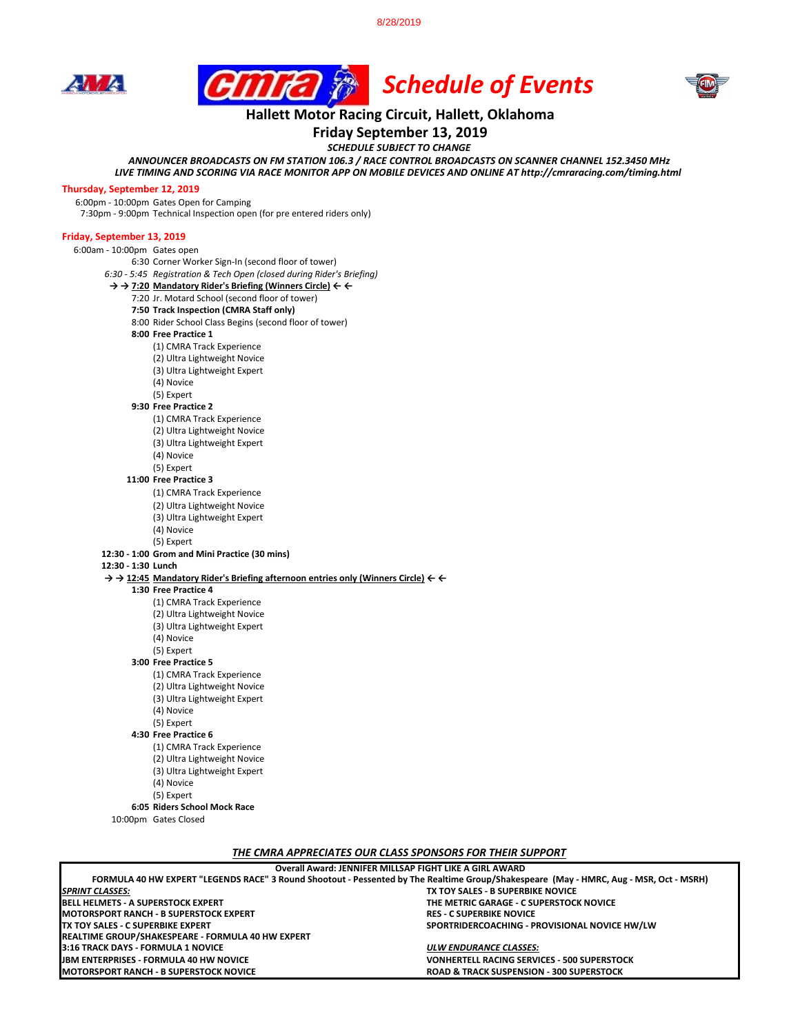8/28/2019

# cmra Schedule of Events

## Hallett Motor Racing Circuit, Hallett, Oklahoma

## Friday September 13, 2019

***SCHEDULE SUBJECT TO CHANGE***

***ANNOUNCER BROADCASTS ON FM STATION 106.3 / RACE CONTROL BROADCASTS ON SCANNER CHANNEL 152.3450 MHz***
***LIVE TIMING AND SCORING VIA RACE MONITOR APP ON MOBILE DEVICES AND ONLINE AT http://cmraracing.com/timing.html***

### Thursday, September 12, 2019

6:00pm - 10:00pm Gates Open for Camping
7:30pm - 9:00pm Technical Inspection open (for pre entered riders only)

### Friday, September 13, 2019

6:00am - 10:00pm Gates open
6:30 Corner Worker Sign-In (second floor of tower)
*6:30 - 5:45 Registration & Tech Open (closed during Rider's Briefing)*
**→ → 7:20 Mandatory Rider's Briefing (Winners Circle) ← ←**
7:20 Jr. Motard School (second floor of tower)
**7:50 Track Inspection (CMRA Staff only)**
8:00 Rider School Class Begins (second floor of tower)

**8:00 Free Practice 1**
- (1) CMRA Track Experience
- (2) Ultra Lightweight Novice
- (3) Ultra Lightweight Expert
- (4) Novice
- (5) Expert

**9:30 Free Practice 2**
- (1) CMRA Track Experience
- (2) Ultra Lightweight Novice
- (3) Ultra Lightweight Expert
- (4) Novice
- (5) Expert

**11:00 Free Practice 3**
- (1) CMRA Track Experience
- (2) Ultra Lightweight Novice
- (3) Ultra Lightweight Expert
- (4) Novice
- (5) Expert

**12:30 - 1:00 Grom and Mini Practice (30 mins)**
**12:30 - 1:30 Lunch**
**→ → 12:45 Mandatory Rider's Briefing afternoon entries only (Winners Circle) ← ←**

**1:30 Free Practice 4**
- (1) CMRA Track Experience
- (2) Ultra Lightweight Novice
- (3) Ultra Lightweight Expert
- (4) Novice
- (5) Expert

**3:00 Free Practice 5**
- (1) CMRA Track Experience
- (2) Ultra Lightweight Novice
- (3) Ultra Lightweight Expert
- (4) Novice
- (5) Expert

**4:30 Free Practice 6**
- (1) CMRA Track Experience
- (2) Ultra Lightweight Novice
- (3) Ultra Lightweight Expert
- (4) Novice
- (5) Expert

**6:05 Riders School Mock Race**
10:00pm Gates Closed

***THE CMRA APPRECIATES OUR CLASS SPONSORS FOR THEIR SUPPORT***

**Overall Award: JENNIFER MILLSAP FIGHT LIKE A GIRL AWARD**

**FORMULA 40 HW EXPERT "LEGENDS RACE" 3 Round Shootout - Pessented by The Realtime Group/Shakespeare (May - HMRC, Aug - MSR, Oct - MSRH)**

***SPRINT CLASSES:***
- **BELL HELMETS - A SUPERSTOCK EXPERT**
- **MOTORSPORT RANCH - B SUPERSTOCK EXPERT**
- **TX TOY SALES - C SUPERBIKE EXPERT**
- **REALTIME GROUP/SHAKESPEARE - FORMULA 40 HW EXPERT**
- **3:16 TRACK DAYS - FORMULA 1 NOVICE**
- **JBM ENTERPRISES - FORMULA 40 HW NOVICE**
- **MOTORSPORT RANCH - B SUPERSTOCK NOVICE**
- **TX TOY SALES - B SUPERBIKE NOVICE**
- **THE METRIC GARAGE - C SUPERSTOCK NOVICE**
- **RES - C SUPERBIKE NOVICE**
- **SPORTRIDERCOACHING - PROVISIONAL NOVICE HW/LW**

***ULW ENDURANCE CLASSES:***
- **VONHERTELL RACING SERVICES - 500 SUPERSTOCK**
- **ROAD & TRACK SUSPENSION - 300 SUPERSTOCK**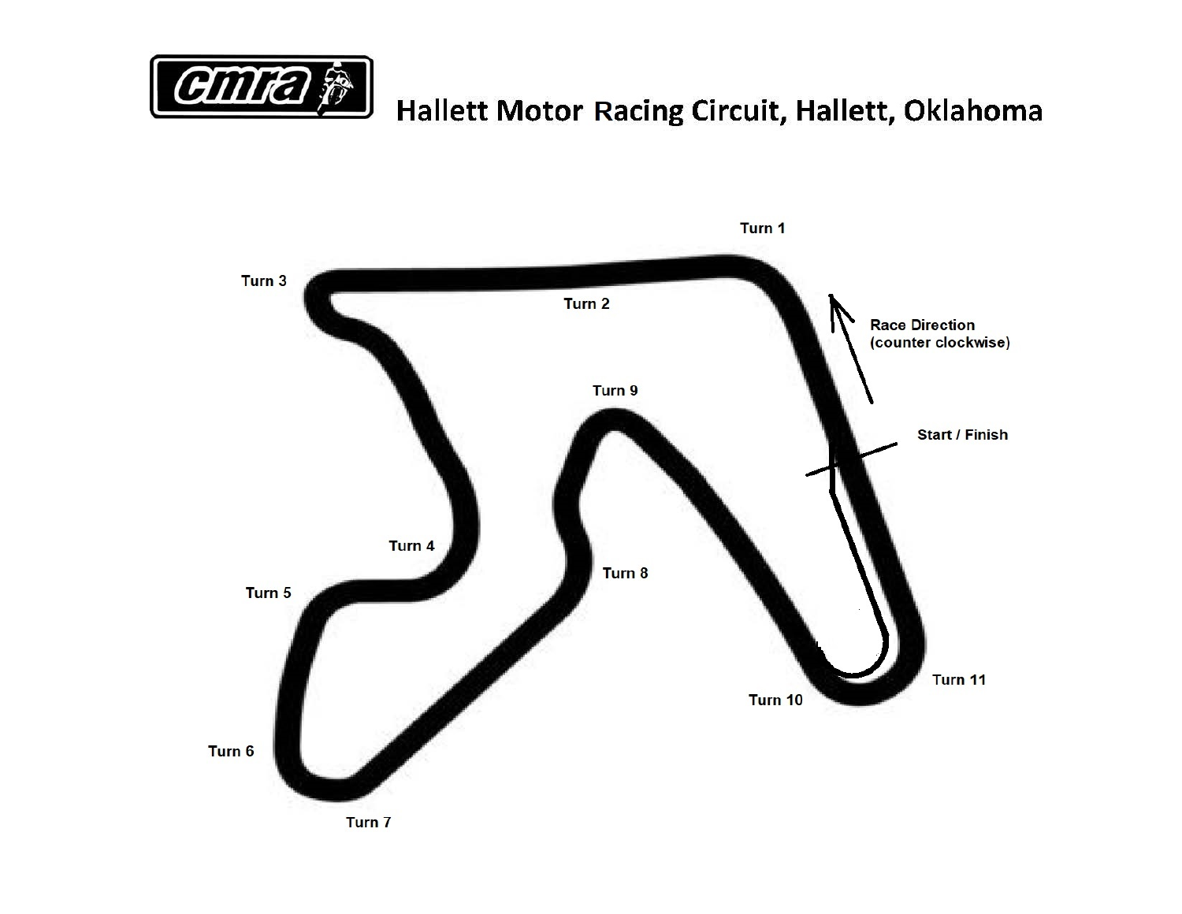cmra

# Hallett Motor Racing Circuit, Hallett, Oklahoma

Turn 1

Turn 2

Turn 3

Race Direction
(counter clockwise)

Turn 9

Start / Finish

Turn 4

Turn 8

Turn 5

Turn 11

Turn 10

Turn 6

Turn 7